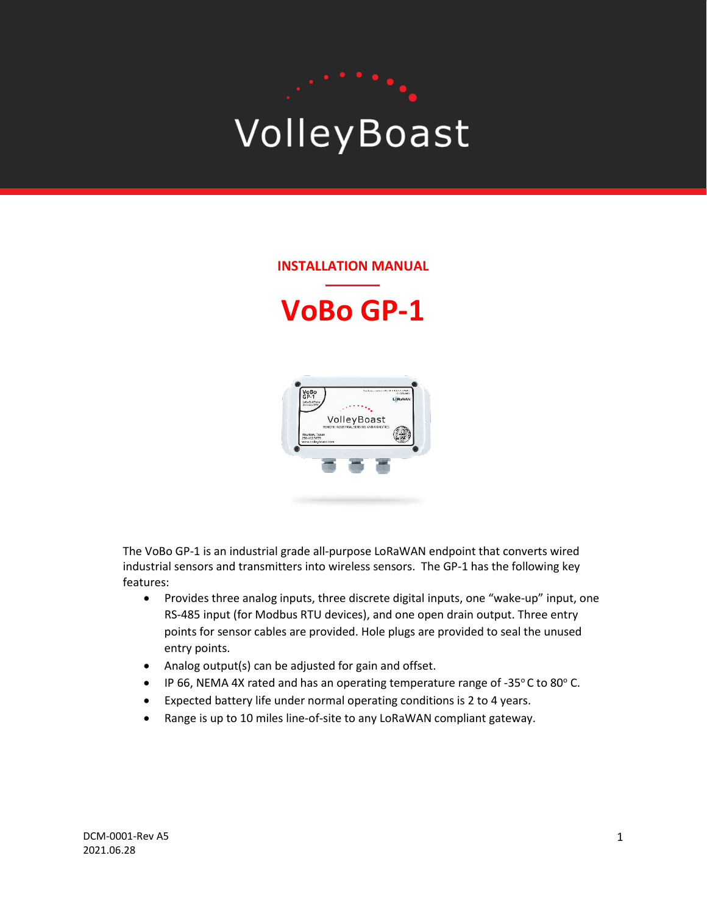VolleyBoast

**INSTALLATION MANUAL**

# VoBo GP-1

The VoBo GP-1 is an industrial grade all-purpose LoRaWAN endpoint that converts wired industrial sensors and transmitters into wireless sensors. The GP-1 has the following key features:

- Provides three analog inputs, three discrete digital inputs, one "wake-up" input, one RS-485 input (for Modbus RTU devices), and one open drain output. Three entry points for sensor cables are provided. Hole plugs are provided to seal the unused entry points.
- Analog output(s) can be adjusted for gain and offset.
- IP 66, NEMA 4X rated and has an operating temperature range of -35° C to 80° C.
- Expected battery life under normal operating conditions is 2 to 4 years.
- Range is up to 10 miles line-of-site to any LoRaWAN compliant gateway.

DCM-0001-Rev A5
2021.06.28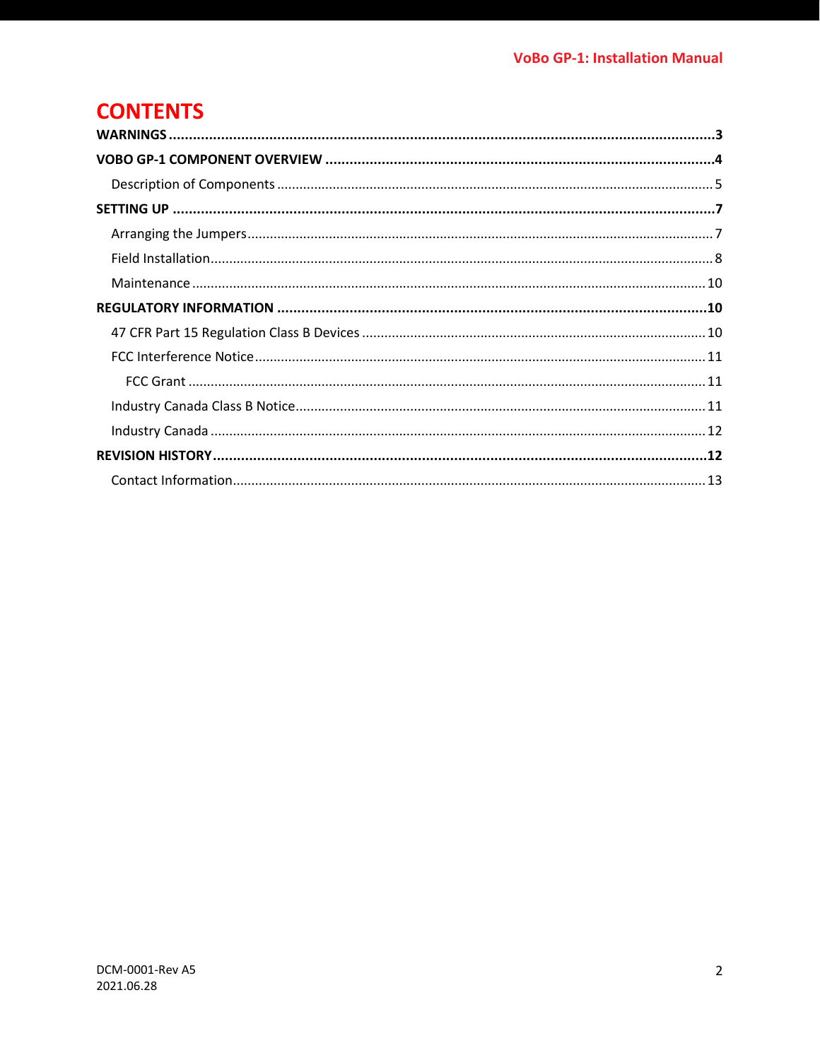# CONTENTS

**WARNINGS** .......... **3**

**VOBO GP-1 COMPONENT OVERVIEW** .......... **4**

- Description of Components .......... 5

**SETTING UP** .......... **7**

- Arranging the Jumpers .......... 7
- Field Installation .......... 8
- Maintenance .......... 10

**REGULATORY INFORMATION** .......... **10**

- 47 CFR Part 15 Regulation Class B Devices .......... 10
- FCC Interference Notice .......... 11
  - FCC Grant .......... 11
- Industry Canada Class B Notice .......... 11
- Industry Canada .......... 12

**REVISION HISTORY** .......... **12**

- Contact Information .......... 13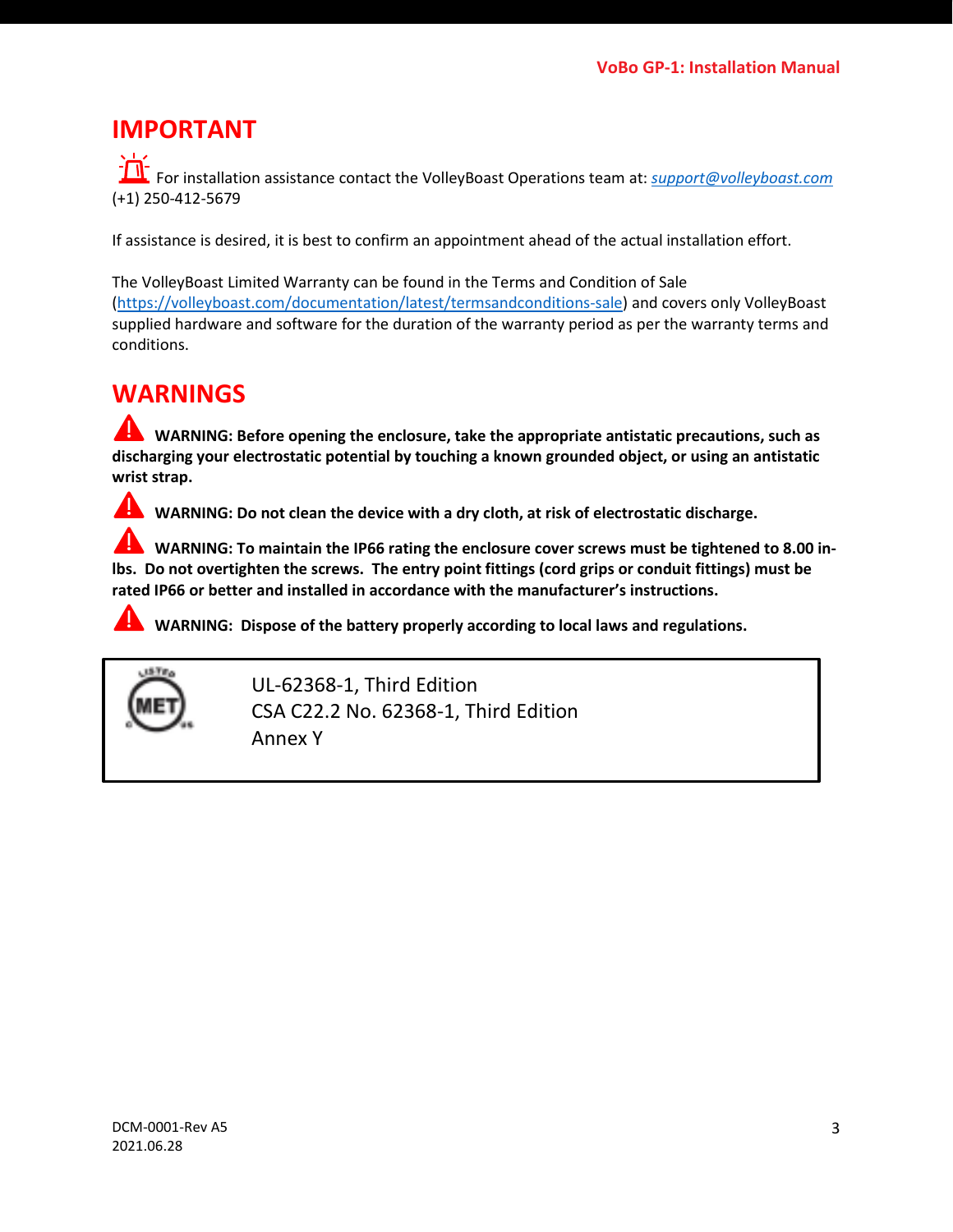## IMPORTANT

For installation assistance contact the VolleyBoast Operations team at: *support@volleyboast.com* (+1) 250-412-5679

If assistance is desired, it is best to confirm an appointment ahead of the actual installation effort.

The VolleyBoast Limited Warranty can be found in the Terms and Condition of Sale (https://volleyboast.com/documentation/latest/termsandconditions-sale) and covers only VolleyBoast supplied hardware and software for the duration of the warranty period as per the warranty terms and conditions.

## WARNINGS

**WARNING: Before opening the enclosure, take the appropriate antistatic precautions, such as discharging your electrostatic potential by touching a known grounded object, or using an antistatic wrist strap.**

**WARNING: Do not clean the device with a dry cloth, at risk of electrostatic discharge.**

**WARNING: To maintain the IP66 rating the enclosure cover screws must be tightened to 8.00 in-lbs. Do not overtighten the screws. The entry point fittings (cord grips or conduit fittings) must be rated IP66 or better and installed in accordance with the manufacturer's instructions.**

**WARNING: Dispose of the battery properly according to local laws and regulations.**

UL-62368-1, Third Edition
CSA C22.2 No. 62368-1, Third Edition
Annex Y

DCM-0001-Rev A5
2021.06.28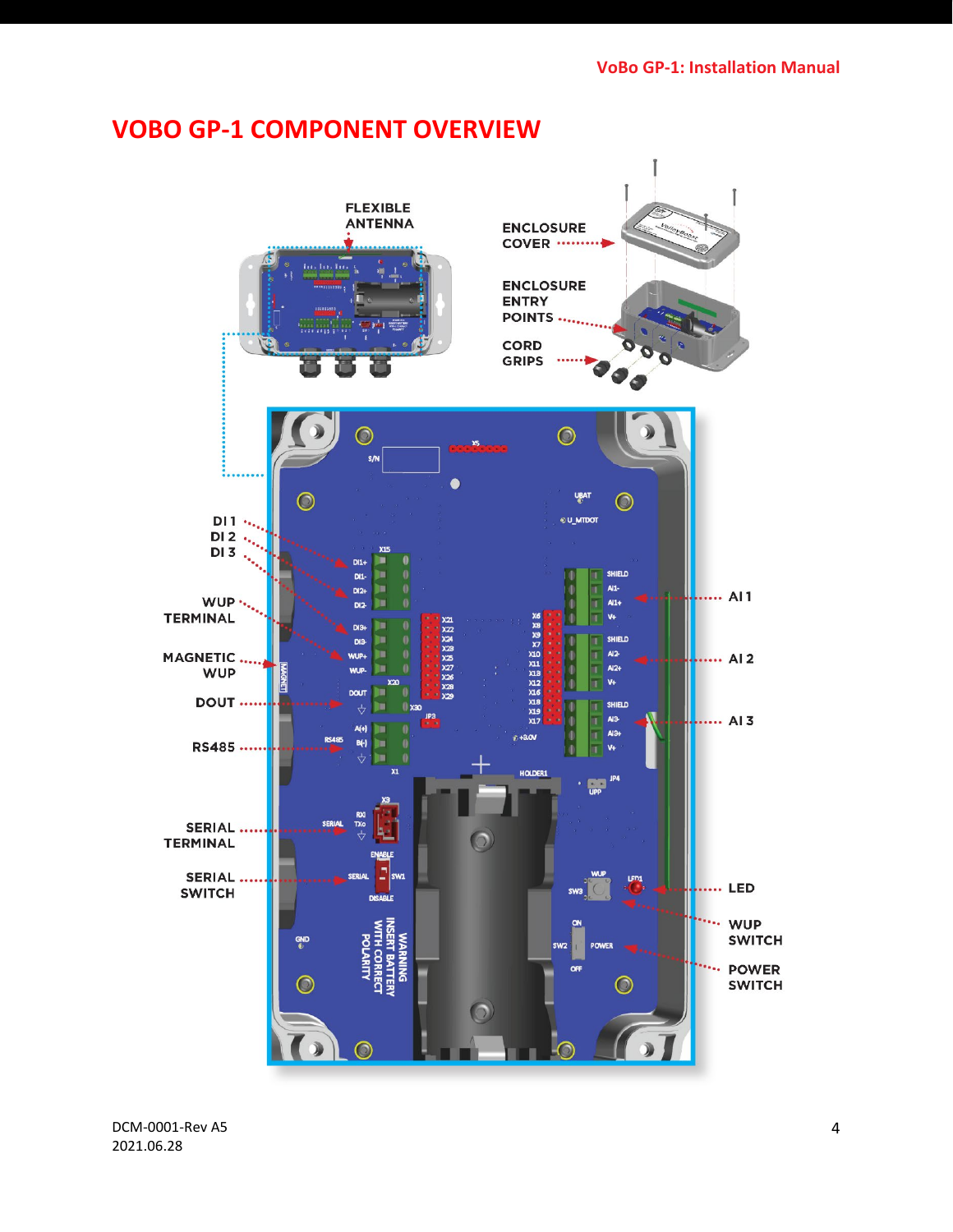# VOBO GP-1 COMPONENT OVERVIEW

FLEXIBLE ANTENNA

ENCLOSURE COVER

ENCLOSURE ENTRY POINTS

CORD GRIPS

DI 1
DI 2
DI 3

WUP TERMINAL

MAGNETIC WUP

DOUT

RS485

SERIAL TERMINAL

SERIAL SWITCH

AI 1

AI 2

AI 3

LED

WUP SWITCH

POWER SWITCH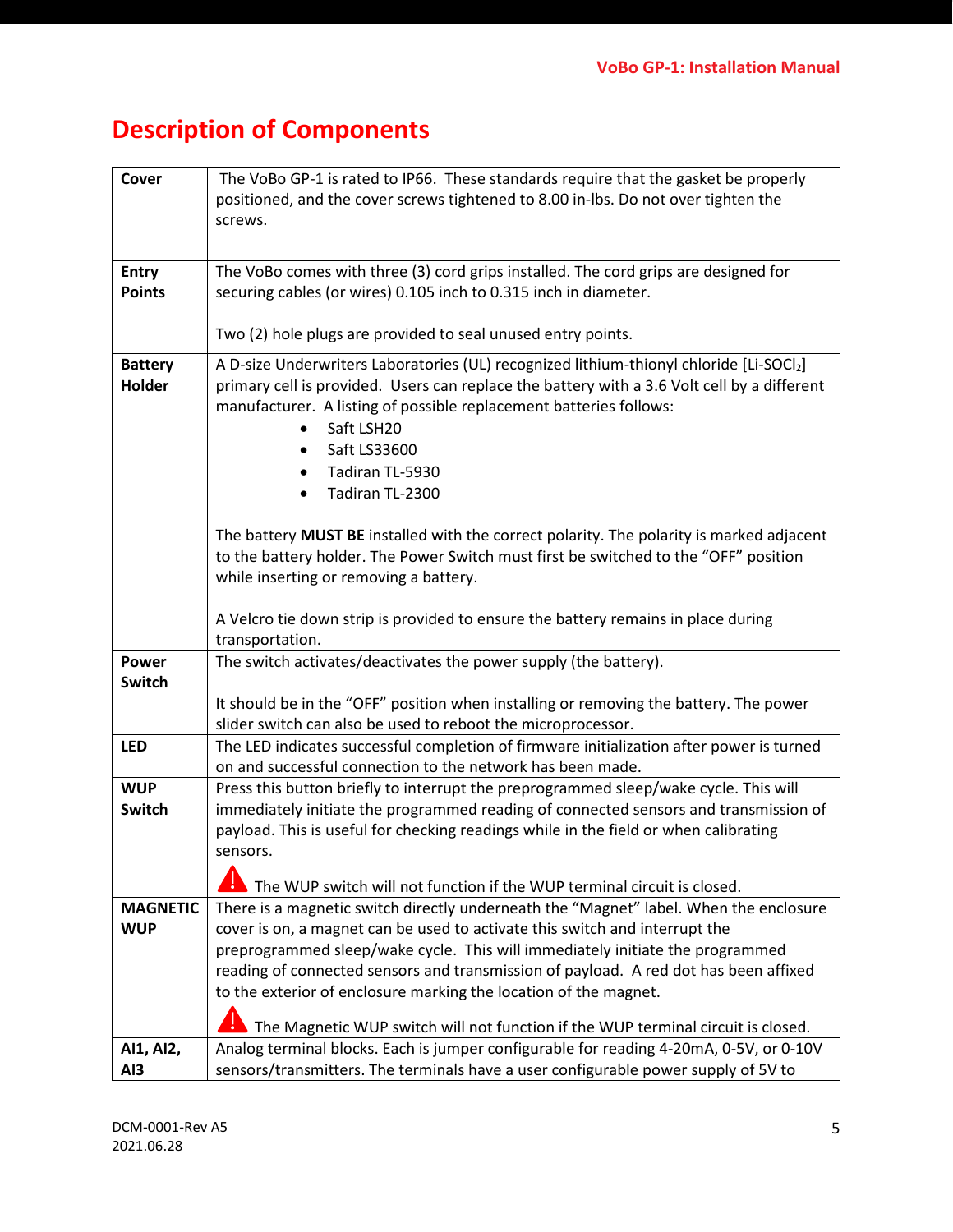# Description of Components

| | |
|---|---|
| **Cover** | The VoBo GP-1 is rated to IP66. These standards require that the gasket be properly positioned, and the cover screws tightened to 8.00 in-lbs. Do not over tighten the screws. |
| **Entry Points** | The VoBo comes with three (3) cord grips installed. The cord grips are designed for securing cables (or wires) 0.105 inch to 0.315 inch in diameter.<br><br>Two (2) hole plugs are provided to seal unused entry points. |
| **Battery Holder** | A D-size Underwriters Laboratories (UL) recognized lithium-thionyl chloride [Li-$SOCl_2$] primary cell is provided. Users can replace the battery with a 3.6 Volt cell by a different manufacturer. A listing of possible replacement batteries follows:<br>• Saft LSH20<br>• Saft LS33600<br>• Tadiran TL-5930<br>• Tadiran TL-2300<br><br>The battery **MUST BE** installed with the correct polarity. The polarity is marked adjacent to the battery holder. The Power Switch must first be switched to the "OFF" position while inserting or removing a battery.<br><br>A Velcro tie down strip is provided to ensure the battery remains in place during transportation. |
| **Power Switch** | The switch activates/deactivates the power supply (the battery).<br><br>It should be in the "OFF" position when installing or removing the battery. The power slider switch can also be used to reboot the microprocessor. |
| **LED** | The LED indicates successful completion of firmware initialization after power is turned on and successful connection to the network has been made. |
| **WUP Switch** | Press this button briefly to interrupt the preprogrammed sleep/wake cycle. This will immediately initiate the programmed reading of connected sensors and transmission of payload. This is useful for checking readings while in the field or when calibrating sensors.<br><br>⚠ The WUP switch will not function if the WUP terminal circuit is closed. |
| **MAGNETIC WUP** | There is a magnetic switch directly underneath the "Magnet" label. When the enclosure cover is on, a magnet can be used to activate this switch and interrupt the preprogrammed sleep/wake cycle. This will immediately initiate the programmed reading of connected sensors and transmission of payload. A red dot has been affixed to the exterior of enclosure marking the location of the magnet.<br><br>⚠ The Magnetic WUP switch will not function if the WUP terminal circuit is closed. |
| **AI1, AI2, AI3** | Analog terminal blocks. Each is jumper configurable for reading 4-20mA, 0-5V, or 0-10V sensors/transmitters. The terminals have a user configurable power supply of 5V to |

DCM-0001-Rev A5
2021.06.28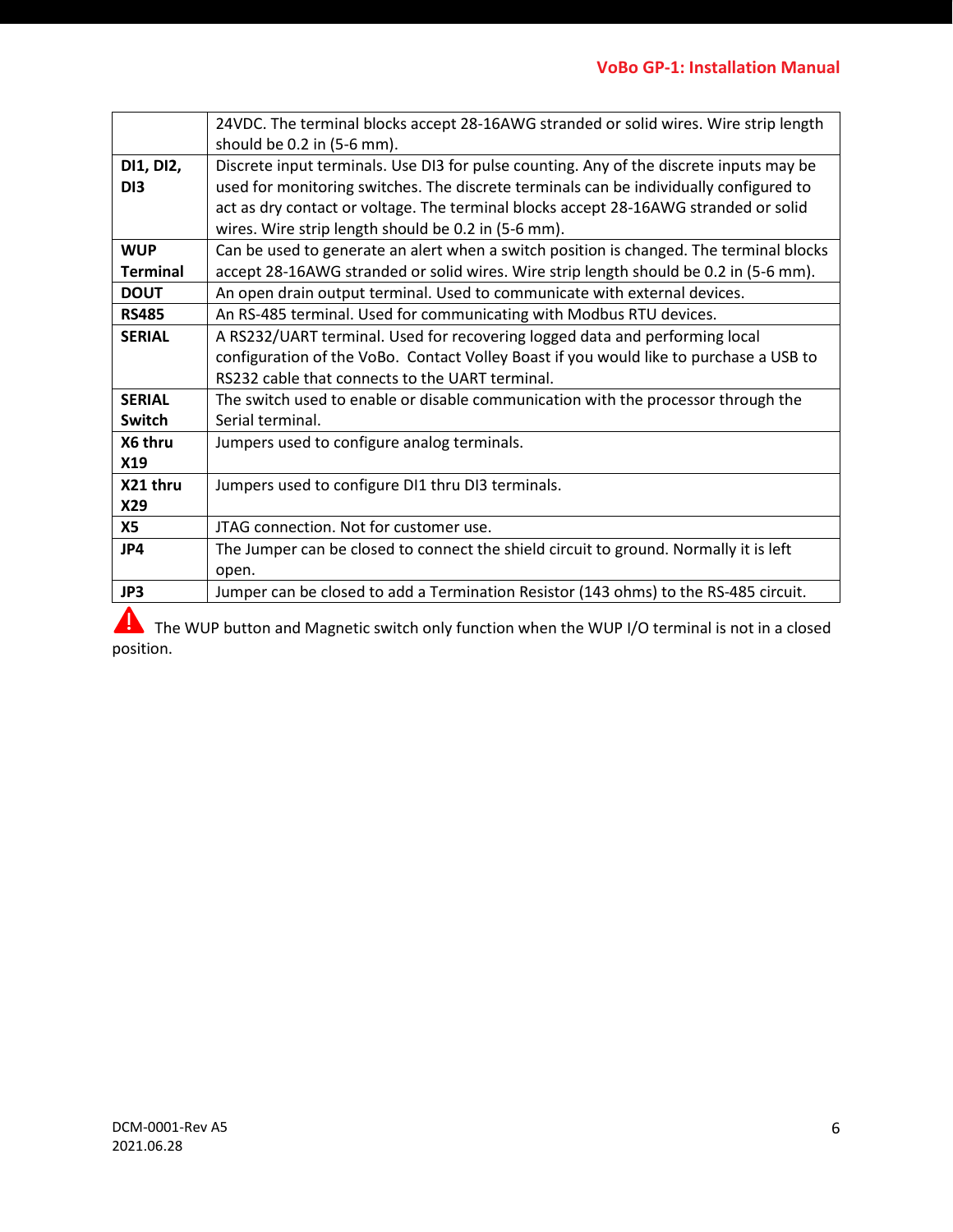| | |
|---|---|
| | 24VDC. The terminal blocks accept 28-16AWG stranded or solid wires. Wire strip length should be 0.2 in (5-6 mm). |
| **DI1, DI2, DI3** | Discrete input terminals. Use DI3 for pulse counting. Any of the discrete inputs may be used for monitoring switches. The discrete terminals can be individually configured to act as dry contact or voltage. The terminal blocks accept 28-16AWG stranded or solid wires. Wire strip length should be 0.2 in (5-6 mm). |
| **WUP Terminal** | Can be used to generate an alert when a switch position is changed. The terminal blocks accept 28-16AWG stranded or solid wires. Wire strip length should be 0.2 in (5-6 mm). |
| **DOUT** | An open drain output terminal. Used to communicate with external devices. |
| **RS485** | An RS-485 terminal. Used for communicating with Modbus RTU devices. |
| **SERIAL** | A RS232/UART terminal. Used for recovering logged data and performing local configuration of the VoBo. Contact Volley Boast if you would like to purchase a USB to RS232 cable that connects to the UART terminal. |
| **SERIAL Switch** | The switch used to enable or disable communication with the processor through the Serial terminal. |
| **X6 thru X19** | Jumpers used to configure analog terminals. |
| **X21 thru X29** | Jumpers used to configure DI1 thru DI3 terminals. |
| **X5** | JTAG connection. Not for customer use. |
| **JP4** | The Jumper can be closed to connect the shield circuit to ground. Normally it is left open. |
| **JP3** | Jumper can be closed to add a Termination Resistor (143 ohms) to the RS-485 circuit. |

⚠ The WUP button and Magnetic switch only function when the WUP I/O terminal is not in a closed position.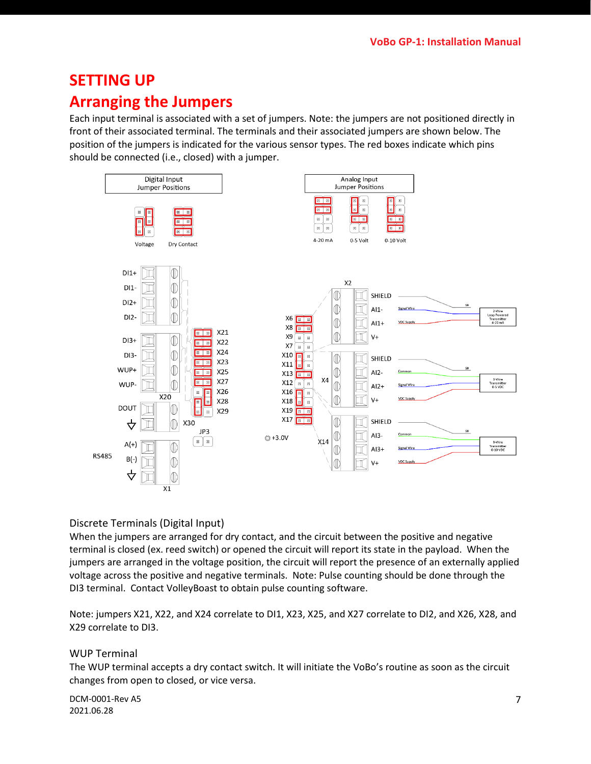# SETTING UP

## Arranging the Jumpers

Each input terminal is associated with a set of jumpers. Note: the jumpers are not positioned directly in front of their associated terminal. The terminals and their associated jumpers are shown below. The position of the jumpers is indicated for the various sensor types. The red boxes indicate which pins should be connected (i.e., closed) with a jumper.

### Discrete Terminals (Digital Input)

When the jumpers are arranged for dry contact, and the circuit between the positive and negative terminal is closed (ex. reed switch) or opened the circuit will report its state in the payload. When the jumpers are arranged in the voltage position, the circuit will report the presence of an externally applied voltage across the positive and negative terminals. Note: Pulse counting should be done through the DI3 terminal. Contact VolleyBoast to obtain pulse counting software.

Note: jumpers X21, X22, and X24 correlate to DI1, X23, X25, and X27 correlate to DI2, and X26, X28, and X29 correlate to DI3.

### WUP Terminal

The WUP terminal accepts a dry contact switch. It will initiate the VoBo's routine as soon as the circuit changes from open to closed, or vice versa.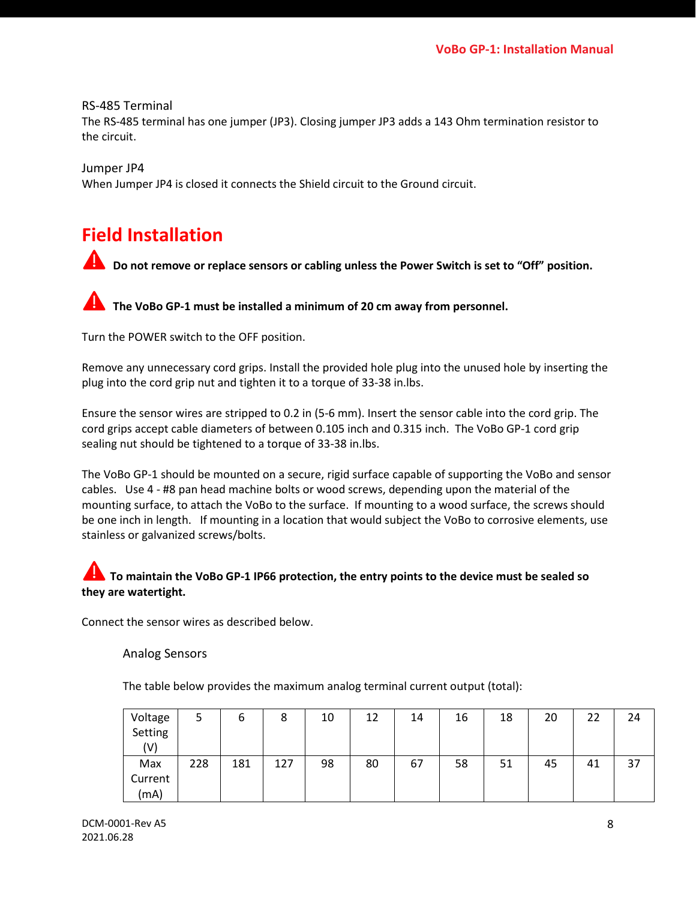### RS-485 Terminal

The RS-485 terminal has one jumper (JP3). Closing jumper JP3 adds a 143 Ohm termination resistor to the circuit.

### Jumper JP4

When Jumper JP4 is closed it connects the Shield circuit to the Ground circuit.

# Field Installation

⚠ **Do not remove or replace sensors or cabling unless the Power Switch is set to "Off" position.**

⚠ **The VoBo GP-1 must be installed a minimum of 20 cm away from personnel.**

Turn the POWER switch to the OFF position.

Remove any unnecessary cord grips. Install the provided hole plug into the unused hole by inserting the plug into the cord grip nut and tighten it to a torque of 33-38 in.lbs.

Ensure the sensor wires are stripped to 0.2 in (5-6 mm). Insert the sensor cable into the cord grip. The cord grips accept cable diameters of between 0.105 inch and 0.315 inch. The VoBo GP-1 cord grip sealing nut should be tightened to a torque of 33-38 in.lbs.

The VoBo GP-1 should be mounted on a secure, rigid surface capable of supporting the VoBo and sensor cables. Use 4 - #8 pan head machine bolts or wood screws, depending upon the material of the mounting surface, to attach the VoBo to the surface. If mounting to a wood surface, the screws should be one inch in length. If mounting in a location that would subject the VoBo to corrosive elements, use stainless or galvanized screws/bolts.

⚠ **To maintain the VoBo GP-1 IP66 protection, the entry points to the device must be sealed so they are watertight.**

Connect the sensor wires as described below.

#### Analog Sensors

The table below provides the maximum analog terminal current output (total):

| Voltage Setting (V) | 5 | 6 | 8 | 10 | 12 | 14 | 16 | 18 | 20 | 22 | 24 |
|---|---|---|---|---|---|---|---|---|---|---|---|
| Max Current (mA) | 228 | 181 | 127 | 98 | 80 | 67 | 58 | 51 | 45 | 41 | 37 |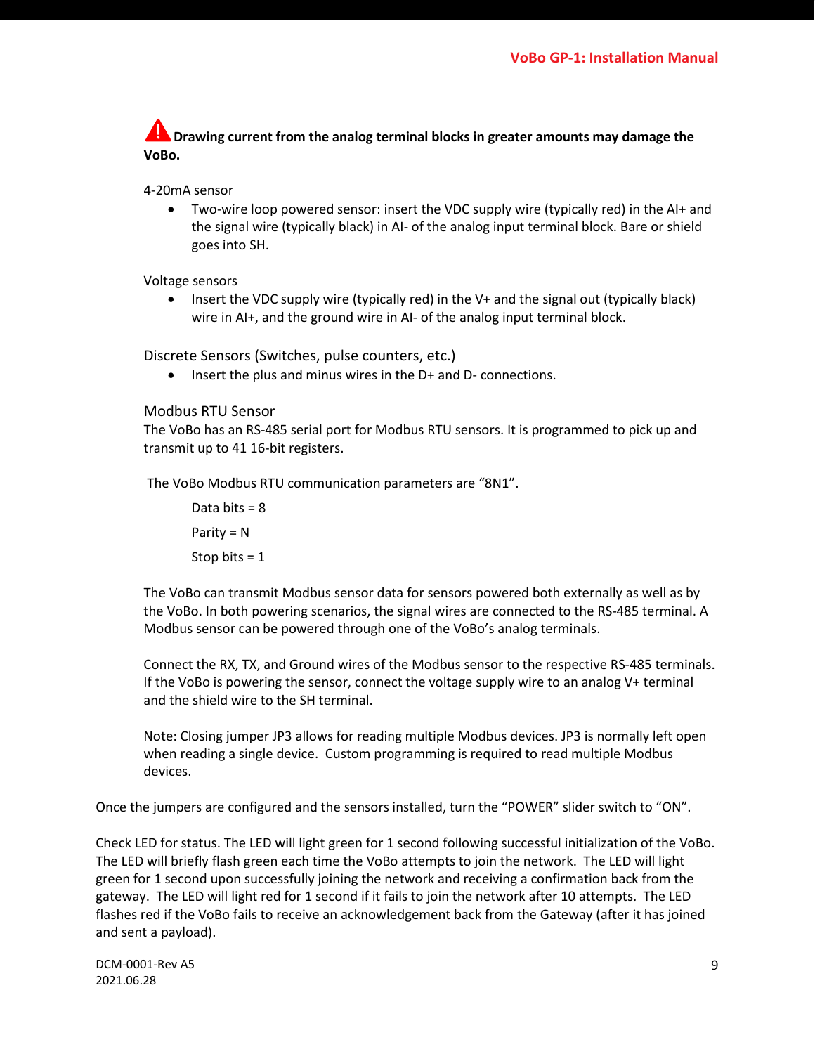⚠ **Drawing current from the analog terminal blocks in greater amounts may damage the VoBo.**

4-20mA sensor

- Two-wire loop powered sensor: insert the VDC supply wire (typically red) in the AI+ and the signal wire (typically black) in AI- of the analog input terminal block. Bare or shield goes into SH.

Voltage sensors

- Insert the VDC supply wire (typically red) in the V+ and the signal out (typically black) wire in AI+, and the ground wire in AI- of the analog input terminal block.

### Discrete Sensors (Switches, pulse counters, etc.)

- Insert the plus and minus wires in the D+ and D- connections.

### Modbus RTU Sensor

The VoBo has an RS-485 serial port for Modbus RTU sensors. It is programmed to pick up and transmit up to 41 16-bit registers.

The VoBo Modbus RTU communication parameters are "8N1".

Data bits = 8

Parity = N

Stop bits = 1

The VoBo can transmit Modbus sensor data for sensors powered both externally as well as by the VoBo. In both powering scenarios, the signal wires are connected to the RS-485 terminal. A Modbus sensor can be powered through one of the VoBo's analog terminals.

Connect the RX, TX, and Ground wires of the Modbus sensor to the respective RS-485 terminals. If the VoBo is powering the sensor, connect the voltage supply wire to an analog V+ terminal and the shield wire to the SH terminal.

Note: Closing jumper JP3 allows for reading multiple Modbus devices. JP3 is normally left open when reading a single device. Custom programming is required to read multiple Modbus devices.

Once the jumpers are configured and the sensors installed, turn the "POWER" slider switch to "ON".

Check LED for status. The LED will light green for 1 second following successful initialization of the VoBo. The LED will briefly flash green each time the VoBo attempts to join the network. The LED will light green for 1 second upon successfully joining the network and receiving a confirmation back from the gateway. The LED will light red for 1 second if it fails to join the network after 10 attempts. The LED flashes red if the VoBo fails to receive an acknowledgement back from the Gateway (after it has joined and sent a payload).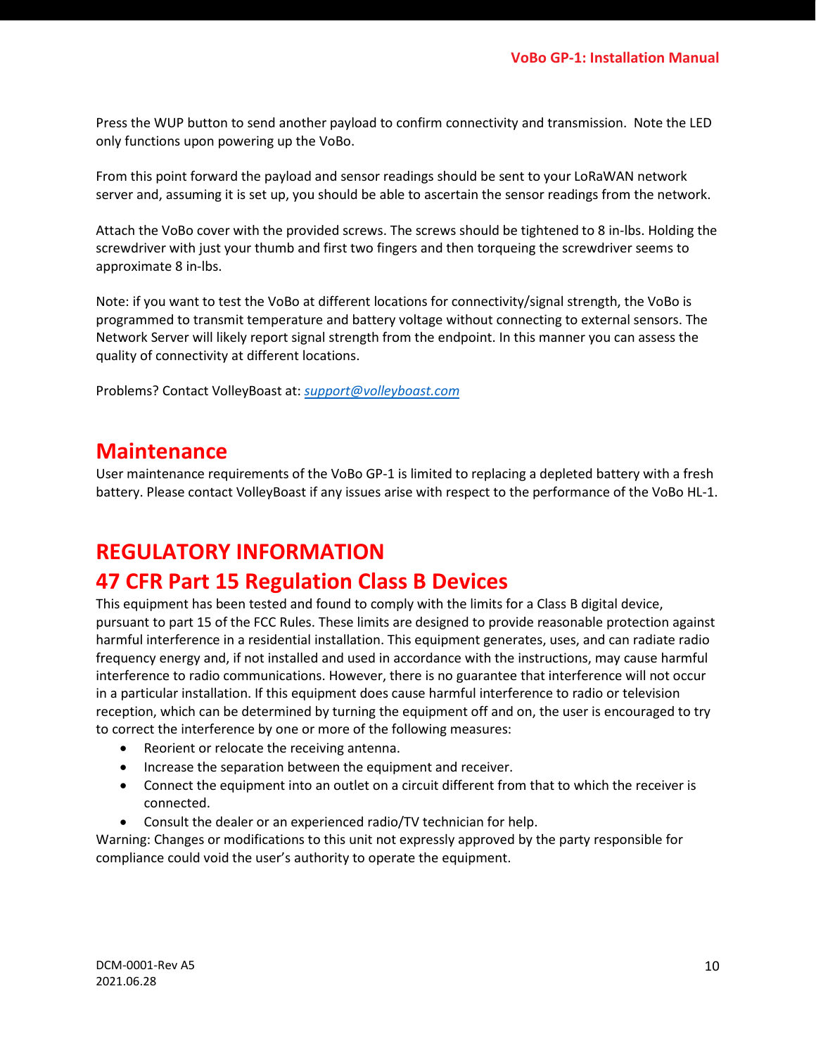Press the WUP button to send another payload to confirm connectivity and transmission.  Note the LED only functions upon powering up the VoBo.

From this point forward the payload and sensor readings should be sent to your LoRaWAN network server and, assuming it is set up, you should be able to ascertain the sensor readings from the network.

Attach the VoBo cover with the provided screws. The screws should be tightened to 8 in-lbs. Holding the screwdriver with just your thumb and first two fingers and then torqueing the screwdriver seems to approximate 8 in-lbs.

Note: if you want to test the VoBo at different locations for connectivity/signal strength, the VoBo is programmed to transmit temperature and battery voltage without connecting to external sensors. The Network Server will likely report signal strength from the endpoint. In this manner you can assess the quality of connectivity at different locations.

Problems? Contact VolleyBoast at: *support@volleyboast.com*

# Maintenance

User maintenance requirements of the VoBo GP-1 is limited to replacing a depleted battery with a fresh battery. Please contact VolleyBoast if any issues arise with respect to the performance of the VoBo HL-1.

# REGULATORY INFORMATION

# 47 CFR Part 15 Regulation Class B Devices

This equipment has been tested and found to comply with the limits for a Class B digital device, pursuant to part 15 of the FCC Rules. These limits are designed to provide reasonable protection against harmful interference in a residential installation. This equipment generates, uses, and can radiate radio frequency energy and, if not installed and used in accordance with the instructions, may cause harmful interference to radio communications. However, there is no guarantee that interference will not occur in a particular installation. If this equipment does cause harmful interference to radio or television reception, which can be determined by turning the equipment off and on, the user is encouraged to try to correct the interference by one or more of the following measures:

- Reorient or relocate the receiving antenna.
- Increase the separation between the equipment and receiver.
- Connect the equipment into an outlet on a circuit different from that to which the receiver is connected.
- Consult the dealer or an experienced radio/TV technician for help.

Warning: Changes or modifications to this unit not expressly approved by the party responsible for compliance could void the user's authority to operate the equipment.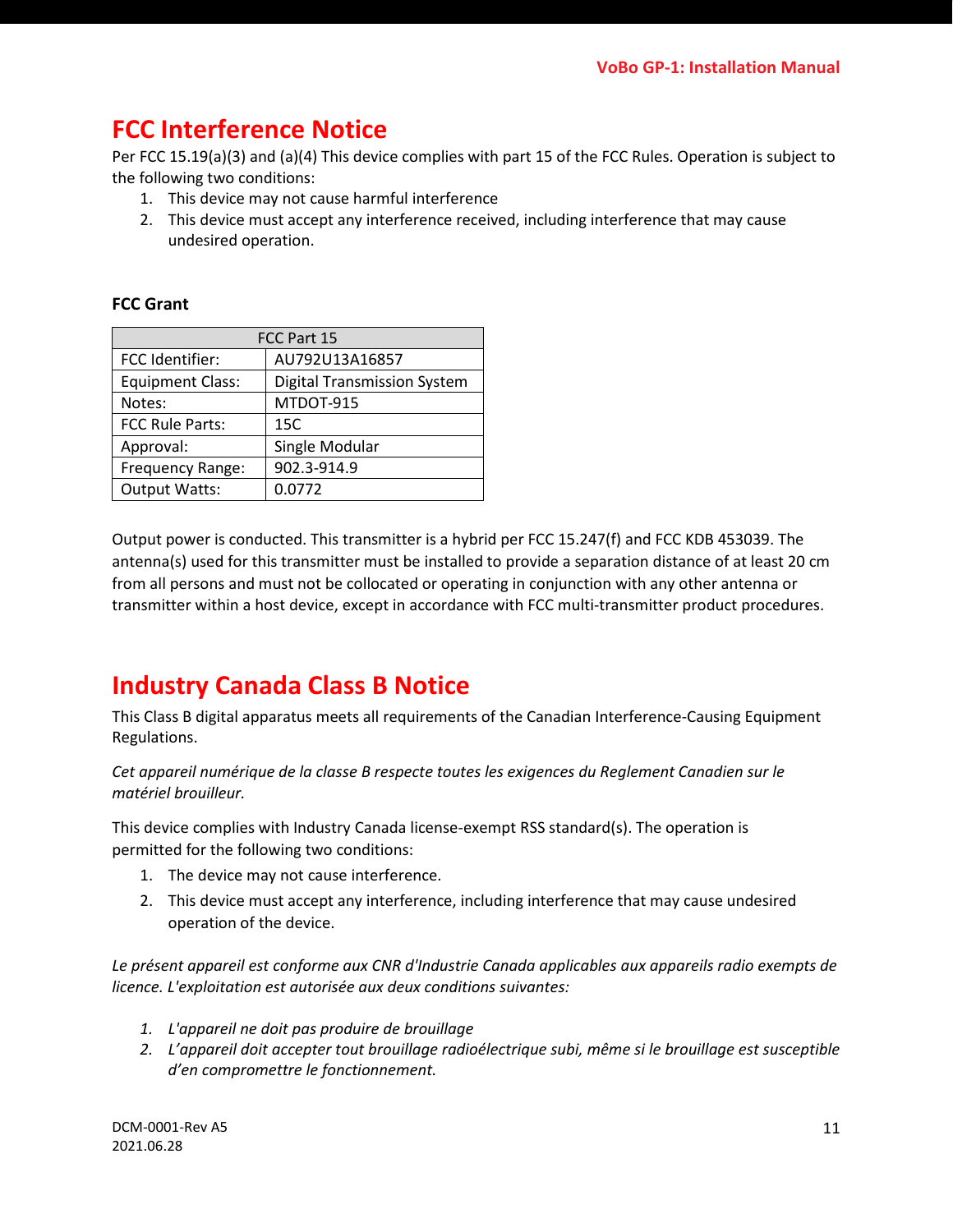# FCC Interference Notice

Per FCC 15.19(a)(3) and (a)(4) This device complies with part 15 of the FCC Rules. Operation is subject to the following two conditions:

1. This device may not cause harmful interference
2. This device must accept any interference received, including interference that may cause undesired operation.

**FCC Grant**

| FCC Part 15 | |
|---|---|
| FCC Identifier: | AU792U13A16857 |
| Equipment Class: | Digital Transmission System |
| Notes: | MTDOT-915 |
| FCC Rule Parts: | 15C |
| Approval: | Single Modular |
| Frequency Range: | 902.3-914.9 |
| Output Watts: | 0.0772 |

Output power is conducted. This transmitter is a hybrid per FCC 15.247(f) and FCC KDB 453039. The antenna(s) used for this transmitter must be installed to provide a separation distance of at least 20 cm from all persons and must not be collocated or operating in conjunction with any other antenna or transmitter within a host device, except in accordance with FCC multi-transmitter product procedures.

# Industry Canada Class B Notice

This Class B digital apparatus meets all requirements of the Canadian Interference-Causing Equipment Regulations.

*Cet appareil numérique de la classe B respecte toutes les exigences du Reglement Canadien sur le matériel brouilleur.*

This device complies with Industry Canada license-exempt RSS standard(s). The operation is permitted for the following two conditions:

1. The device may not cause interference.
2. This device must accept any interference, including interference that may cause undesired operation of the device.

*Le présent appareil est conforme aux CNR d'Industrie Canada applicables aux appareils radio exempts de licence. L'exploitation est autorisée aux deux conditions suivantes:*

1. *L'appareil ne doit pas produire de brouillage*
2. *L'appareil doit accepter tout brouillage radioélectrique subi, même si le brouillage est susceptible d'en compromettre le fonctionnement.*

DCM-0001-Rev A5
2021.06.28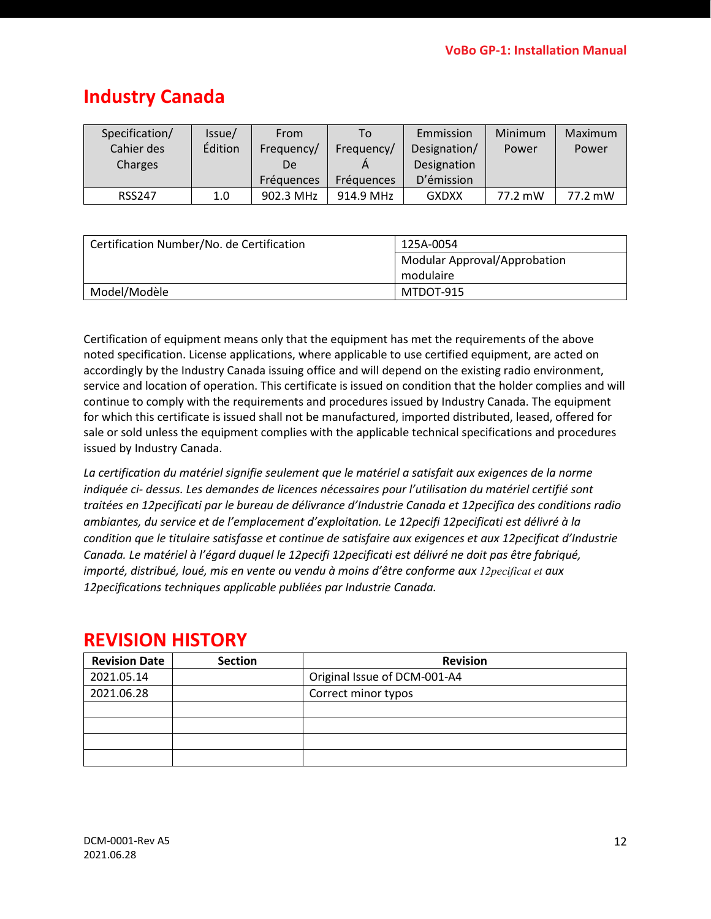# Industry Canada

| Specification/ Cahier des Charges | Issue/ Édition | From Frequency/ De Fréquences | To Frequency/ Á Fréquences | Emmission Designation/ Designation D'émission | Minimum Power | Maximum Power |
|---|---|---|---|---|---|---|
| RSS247 | 1.0 | 902.3 MHz | 914.9 MHz | GXDXX | 77.2 mW | 77.2 mW |

| Certification Number/No. de Certification | 125A-0054 |
|---|---|
| | Modular Approval/Approbation modulaire |
| Model/Modèle | MTDOT-915 |

Certification of equipment means only that the equipment has met the requirements of the above noted specification. License applications, where applicable to use certified equipment, are acted on accordingly by the Industry Canada issuing office and will depend on the existing radio environment, service and location of operation. This certificate is issued on condition that the holder complies and will continue to comply with the requirements and procedures issued by Industry Canada. The equipment for which this certificate is issued shall not be manufactured, imported distributed, leased, offered for sale or sold unless the equipment complies with the applicable technical specifications and procedures issued by Industry Canada.

*La certification du matériel signifie seulement que le matériel a satisfait aux exigences de la norme indiquée ci- dessus. Les demandes de licences nécessaires pour l'utilisation du matériel certifié sont traitées en 12pecificati par le bureau de délivrance d'Industrie Canada et 12pecifica des conditions radio ambiantes, du service et de l'emplacement d'exploitation. Le 12pecifi 12pecificati est délivré à la condition que le titulaire satisfasse et continue de satisfaire aux exigences et aux 12pecificat d'Industrie Canada. Le matériel à l'égard duquel le 12pecifi 12pecificati est délivré ne doit pas être fabriqué, importé, distribué, loué, mis en vente ou vendu à moins d'être conforme aux 12pecificat et aux 12pecifications techniques applicable publiées par Industrie Canada.*

# REVISION HISTORY

| Revision Date | Section | Revision |
|---|---|---|
| 2021.05.14 | | Original Issue of DCM-001-A4 |
| 2021.06.28 | | Correct minor typos |
| | | |
| | | |
| | | |
| | | |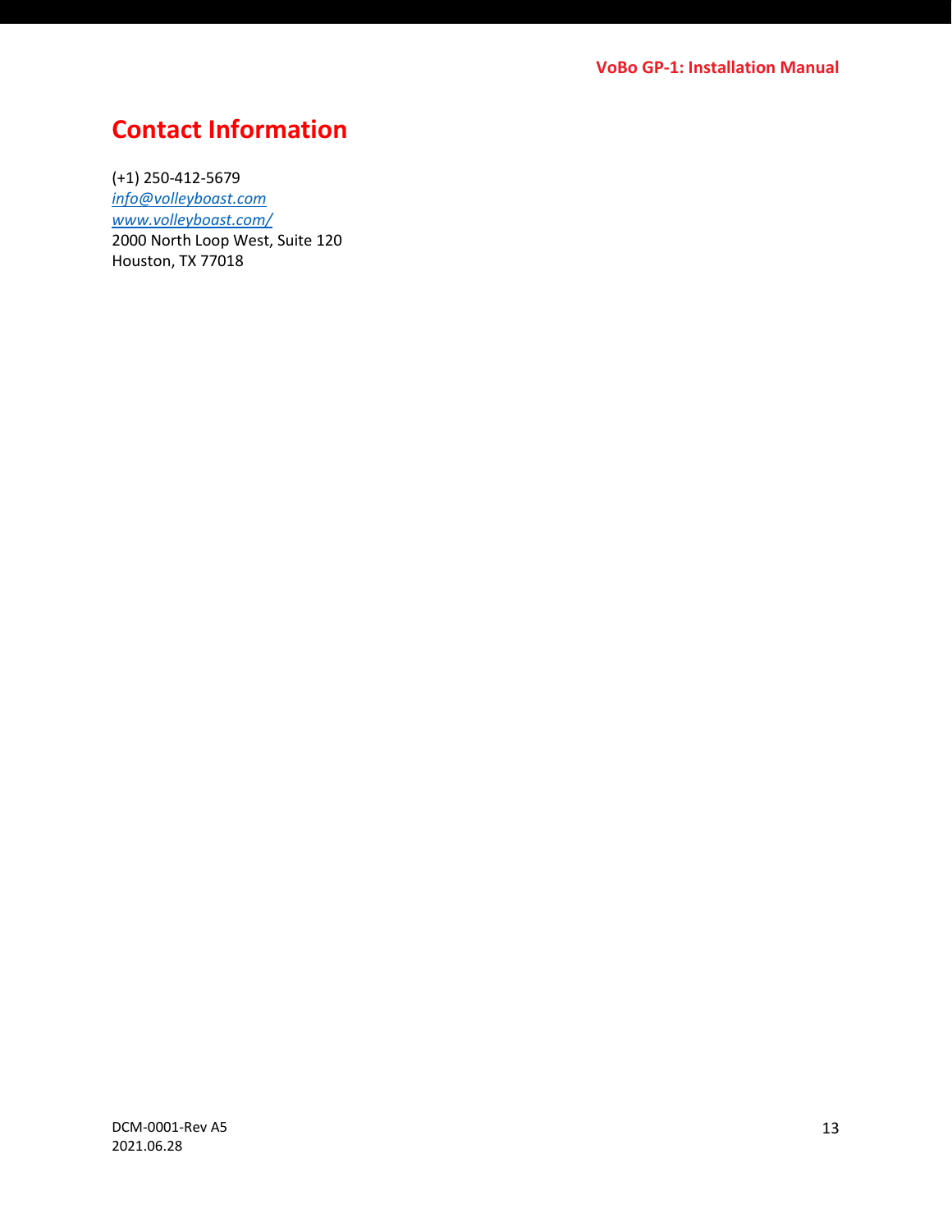# Contact Information

(+1) 250-412-5679
*info@volleyboast.com*
*www.volleyboast.com/*
2000 North Loop West, Suite 120
Houston, TX 77018